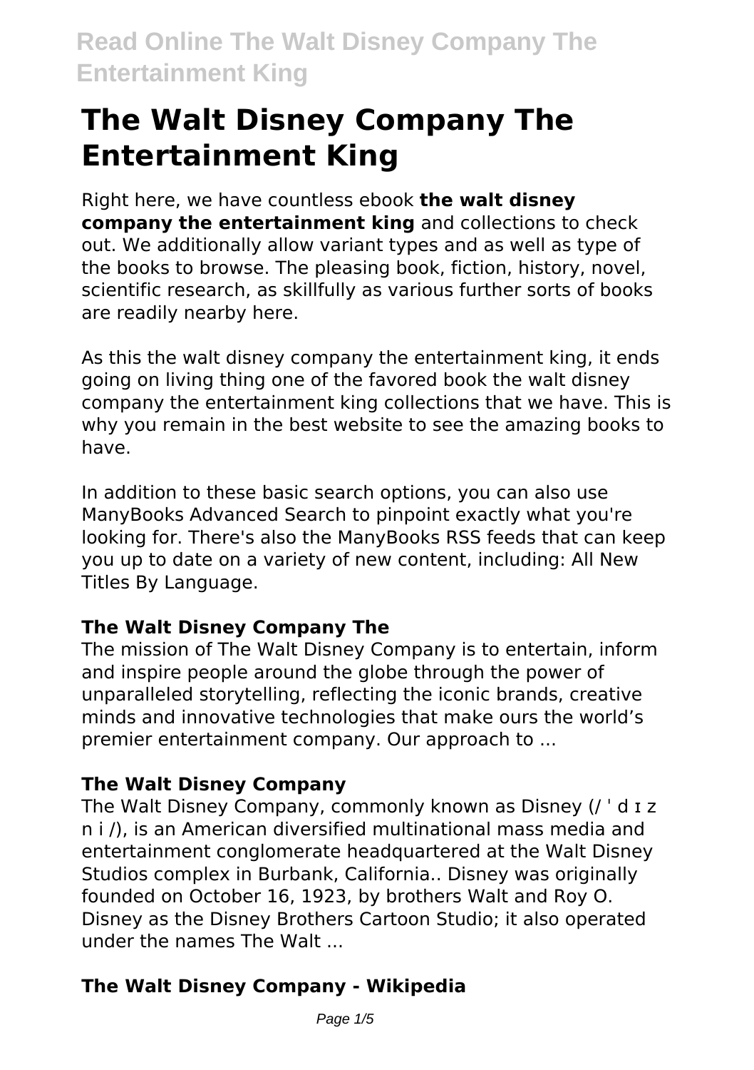# The Walt Disney Company The Entertainment King

Right here, we have countless ebook **the walt disney company the entertainment king** and collections to check out. We additionally allow variant types and as well as type of the books to browse. The pleasing book, fiction, history, novel, scientific research, as skillfully as various further sorts of books are readily nearby here.

As this the walt disney company the entertainment king, it ends going on living thing one of the favored book the walt disney company the entertainment king collections that we have. This is why you remain in the best website to see the amazing books to have.

In addition to these basic search options, you can also use ManyBooks Advanced Search to pinpoint exactly what you're looking for. There's also the ManyBooks RSS feeds that can keep you up to date on a variety of new content, including: All New Titles By Language.

### The Walt Disney Company The

The mission of The Walt Disney Company is to entertain, inform and inspire people around the globe through the power of unparalleled storytelling, reflecting the iconic brands, creative minds and innovative technologies that make ours the world's premier entertainment company. Our approach to ...

### The Walt Disney Company

The Walt Disney Company, commonly known as Disney (/ ˈ d ɪ z n i /), is an American diversified multinational mass media and entertainment conglomerate headquartered at the Walt Disney Studios complex in Burbank, California.. Disney was originally founded on October 16, 1923, by brothers Walt and Roy O. Disney as the Disney Brothers Cartoon Studio; it also operated under the names The Walt ...

### The Walt Disney Company - Wikipedia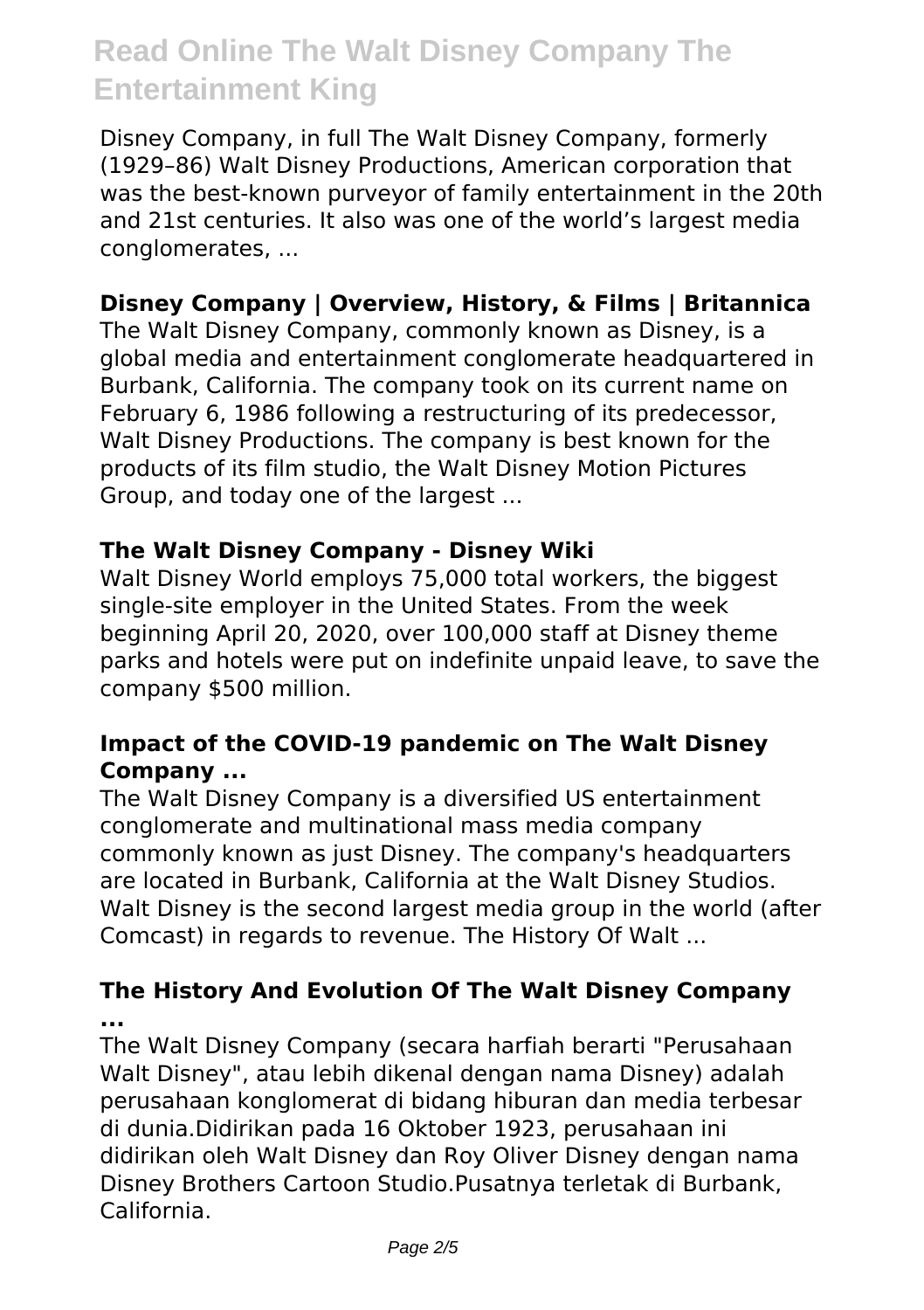Disney Company, in full The Walt Disney Company, formerly (1929–86) Walt Disney Productions, American corporation that was the best-known purveyor of family entertainment in the 20th and 21st centuries. It also was one of the world's largest media conglomerates, ...

### Disney Company | Overview, History, & Films | Britannica

The Walt Disney Company, commonly known as Disney, is a global media and entertainment conglomerate headquartered in Burbank, California. The company took on its current name on February 6, 1986 following a restructuring of its predecessor, Walt Disney Productions. The company is best known for the products of its film studio, the Walt Disney Motion Pictures Group, and today one of the largest ...

### The Walt Disney Company - Disney Wiki

Walt Disney World employs 75,000 total workers, the biggest single-site employer in the United States. From the week beginning April 20, 2020, over 100,000 staff at Disney theme parks and hotels were put on indefinite unpaid leave, to save the company $500 million.

### Impact of the COVID-19 pandemic on The Walt Disney Company ...

The Walt Disney Company is a diversified US entertainment conglomerate and multinational mass media company commonly known as just Disney. The company's headquarters are located in Burbank, California at the Walt Disney Studios. Walt Disney is the second largest media group in the world (after Comcast) in regards to revenue. The History Of Walt ...

### The History And Evolution Of The Walt Disney Company ...

The Walt Disney Company (secara harfiah berarti "Perusahaan Walt Disney", atau lebih dikenal dengan nama Disney) adalah perusahaan konglomerat di bidang hiburan dan media terbesar di dunia.Didirikan pada 16 Oktober 1923, perusahaan ini didirikan oleh Walt Disney dan Roy Oliver Disney dengan nama Disney Brothers Cartoon Studio.Pusatnya terletak di Burbank, California.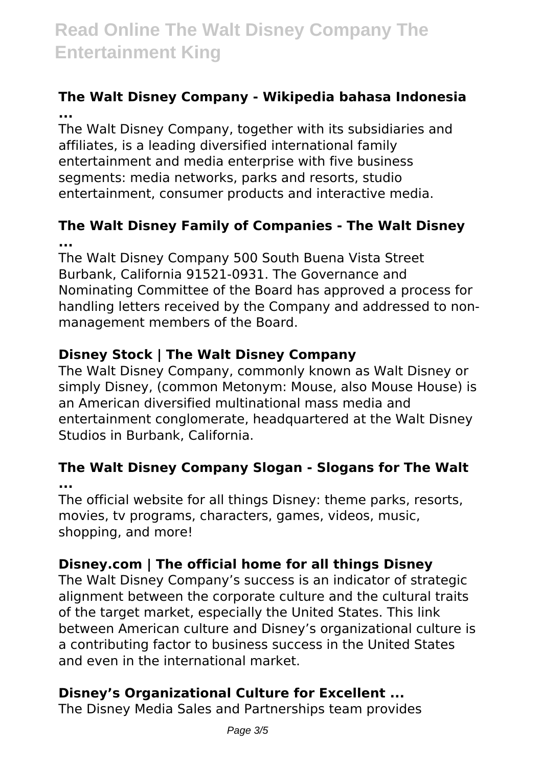### The Walt Disney Company - Wikipedia bahasa Indonesia ...

The Walt Disney Company, together with its subsidiaries and affiliates, is a leading diversified international family entertainment and media enterprise with five business segments: media networks, parks and resorts, studio entertainment, consumer products and interactive media.

### The Walt Disney Family of Companies - The Walt Disney ...

The Walt Disney Company 500 South Buena Vista Street Burbank, California 91521-0931. The Governance and Nominating Committee of the Board has approved a process for handling letters received by the Company and addressed to non-management members of the Board.

### Disney Stock | The Walt Disney Company

The Walt Disney Company, commonly known as Walt Disney or simply Disney, (common Metonym: Mouse, also Mouse House) is an American diversified multinational mass media and entertainment conglomerate, headquartered at the Walt Disney Studios in Burbank, California.

### The Walt Disney Company Slogan - Slogans for The Walt ...

The official website for all things Disney: theme parks, resorts, movies, tv programs, characters, games, videos, music, shopping, and more!

### Disney.com | The official home for all things Disney

The Walt Disney Company's success is an indicator of strategic alignment between the corporate culture and the cultural traits of the target market, especially the United States. This link between American culture and Disney's organizational culture is a contributing factor to business success in the United States and even in the international market.

### Disney's Organizational Culture for Excellent ...

The Disney Media Sales and Partnerships team provides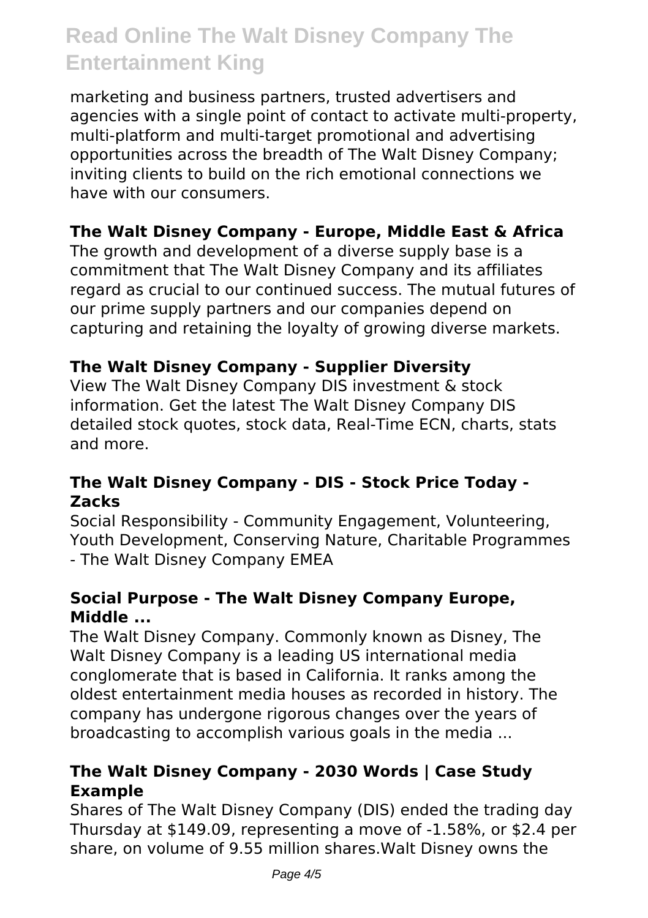marketing and business partners, trusted advertisers and agencies with a single point of contact to activate multi-property, multi-platform and multi-target promotional and advertising opportunities across the breadth of The Walt Disney Company; inviting clients to build on the rich emotional connections we have with our consumers.

### The Walt Disney Company - Europe, Middle East & Africa

The growth and development of a diverse supply base is a commitment that The Walt Disney Company and its affiliates regard as crucial to our continued success. The mutual futures of our prime supply partners and our companies depend on capturing and retaining the loyalty of growing diverse markets.

### The Walt Disney Company - Supplier Diversity

View The Walt Disney Company DIS investment & stock information. Get the latest The Walt Disney Company DIS detailed stock quotes, stock data, Real-Time ECN, charts, stats and more.

### The Walt Disney Company - DIS - Stock Price Today - Zacks

Social Responsibility - Community Engagement, Volunteering, Youth Development, Conserving Nature, Charitable Programmes - The Walt Disney Company EMEA

### Social Purpose - The Walt Disney Company Europe, Middle ...

The Walt Disney Company. Commonly known as Disney, The Walt Disney Company is a leading US international media conglomerate that is based in California. It ranks among the oldest entertainment media houses as recorded in history. The company has undergone rigorous changes over the years of broadcasting to accomplish various goals in the media ...

### The Walt Disney Company - 2030 Words | Case Study Example

Shares of The Walt Disney Company (DIS) ended the trading day Thursday at $149.09, representing a move of -1.58%, or $2.4 per share, on volume of 9.55 million shares.Walt Disney owns the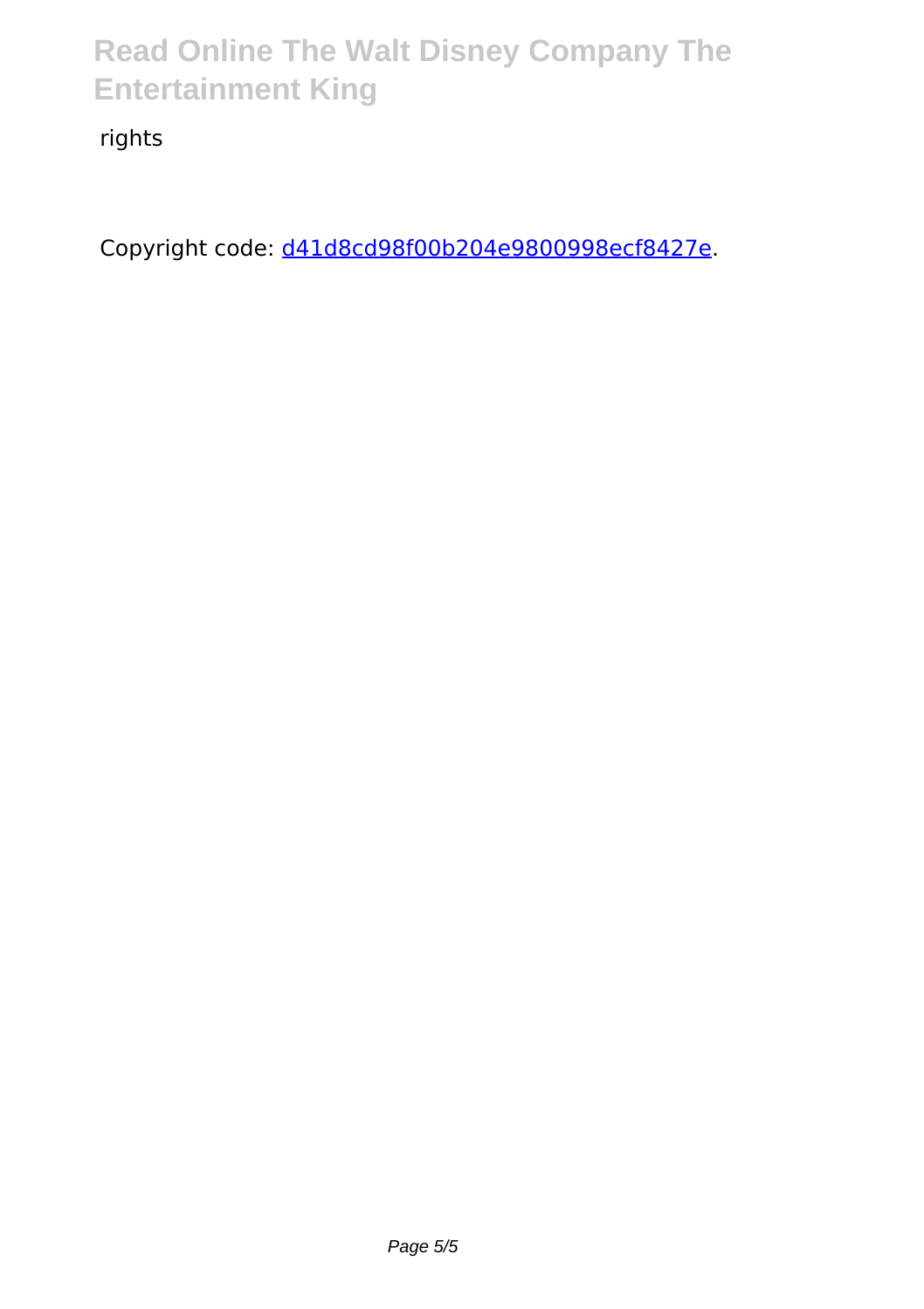rights

Copyright code: d41d8cd98f00b204e9800998ecf8427e.